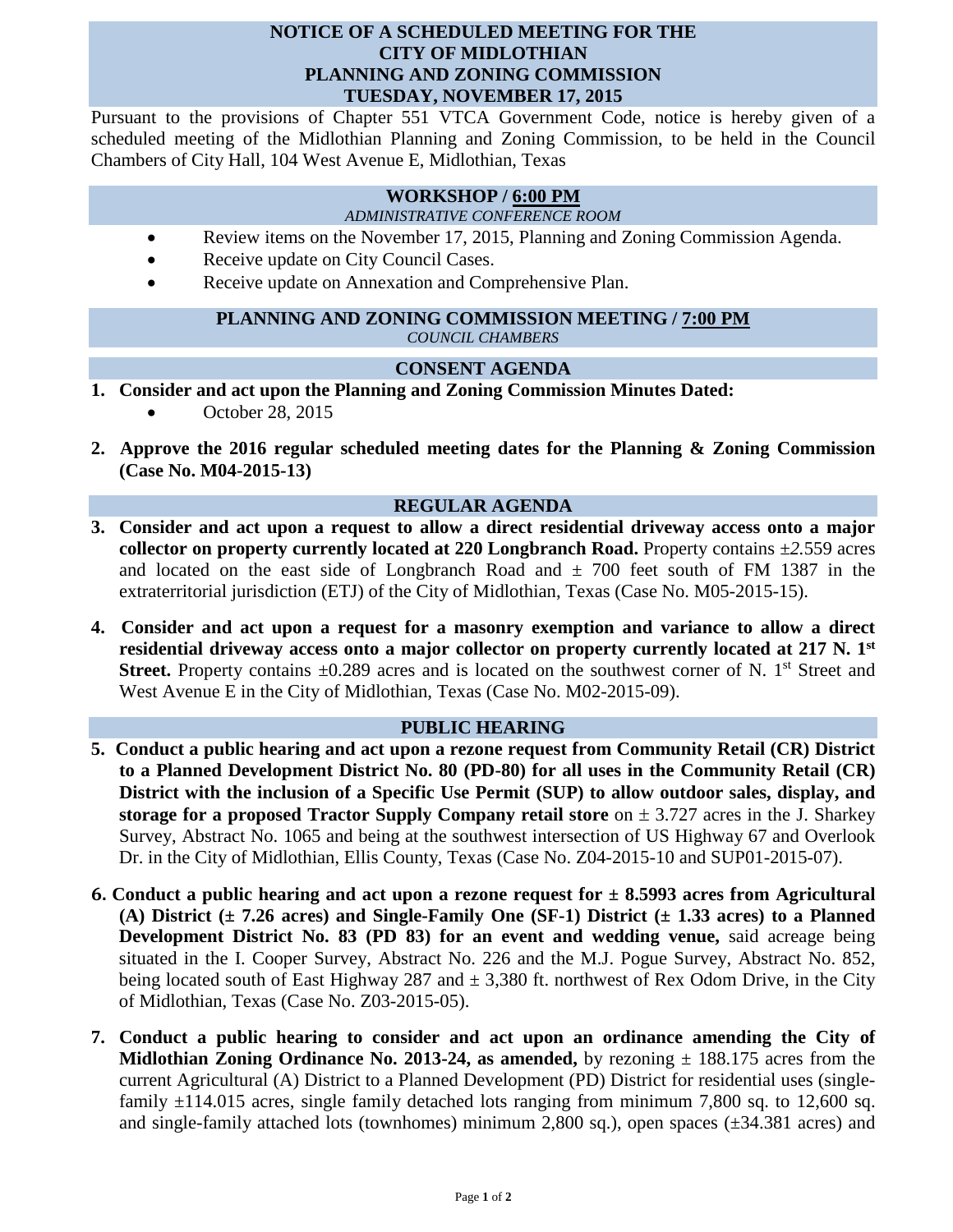# NOTICE OF A SCHEDULED MEETING FOR THE CITY OF MIDLOTHIAN PLANNING AND ZONING COMMISSION TUESDAY, NOVEMBER 17, 2015

Pursuant to the provisions of Chapter 551 VTCA Government Code, notice is hereby given of a scheduled meeting of the Midlothian Planning and Zoning Commission, to be held in the Council Chambers of City Hall, 104 West Avenue E, Midlothian, Texas

## WORKSHOP / 6:00 PM

*ADMINISTRATIVE CONFERENCE ROOM*

- Review items on the November 17, 2015, Planning and Zoning Commission Agenda.
- Receive update on City Council Cases.
- Receive update on Annexation and Comprehensive Plan.

## PLANNING AND ZONING COMMISSION MEETING / 7:00 PM

*COUNCIL CHAMBERS*

## CONSENT AGENDA

1. **Consider and act upon the Planning and Zoning Commission Minutes Dated:**
   - October 28, 2015

2. **Approve the 2016 regular scheduled meeting dates for the Planning & Zoning Commission (Case No. M04-2015-13)**

## REGULAR AGENDA

3. **Consider and act upon a request to allow a direct residential driveway access onto a major collector on property currently located at 220 Longbranch Road.** Property contains ±2.559 acres and located on the east side of Longbranch Road and ± 700 feet south of FM 1387 in the extraterritorial jurisdiction (ETJ) of the City of Midlothian, Texas (Case No. M05-2015-15).

4. **Consider and act upon a request for a masonry exemption and variance to allow a direct residential driveway access onto a major collector on property currently located at 217 N. 1st Street.** Property contains ±0.289 acres and is located on the southwest corner of N. 1st Street and West Avenue E in the City of Midlothian, Texas (Case No. M02-2015-09).

## PUBLIC HEARING

5. **Conduct a public hearing and act upon a rezone request from Community Retail (CR) District to a Planned Development District No. 80 (PD-80) for all uses in the Community Retail (CR) District with the inclusion of a Specific Use Permit (SUP) to allow outdoor sales, display, and storage for a proposed Tractor Supply Company retail store** on ± 3.727 acres in the J. Sharkey Survey, Abstract No. 1065 and being at the southwest intersection of US Highway 67 and Overlook Dr. in the City of Midlothian, Ellis County, Texas (Case No. Z04-2015-10 and SUP01-2015-07).

6. **Conduct a public hearing and act upon a rezone request for ± 8.5993 acres from Agricultural (A) District (± 7.26 acres) and Single-Family One (SF-1) District (± 1.33 acres) to a Planned Development District No. 83 (PD 83) for an event and wedding venue,** said acreage being situated in the I. Cooper Survey, Abstract No. 226 and the M.J. Pogue Survey, Abstract No. 852, being located south of East Highway 287 and ± 3,380 ft. northwest of Rex Odom Drive, in the City of Midlothian, Texas (Case No. Z03-2015-05).

7. **Conduct a public hearing to consider and act upon an ordinance amending the City of Midlothian Zoning Ordinance No. 2013-24, as amended,** by rezoning ± 188.175 acres from the current Agricultural (A) District to a Planned Development (PD) District for residential uses (single-family ±114.015 acres, single family detached lots ranging from minimum 7,800 sq. to 12,600 sq. and single-family attached lots (townhomes) minimum 2,800 sq.), open spaces (±34.381 acres) and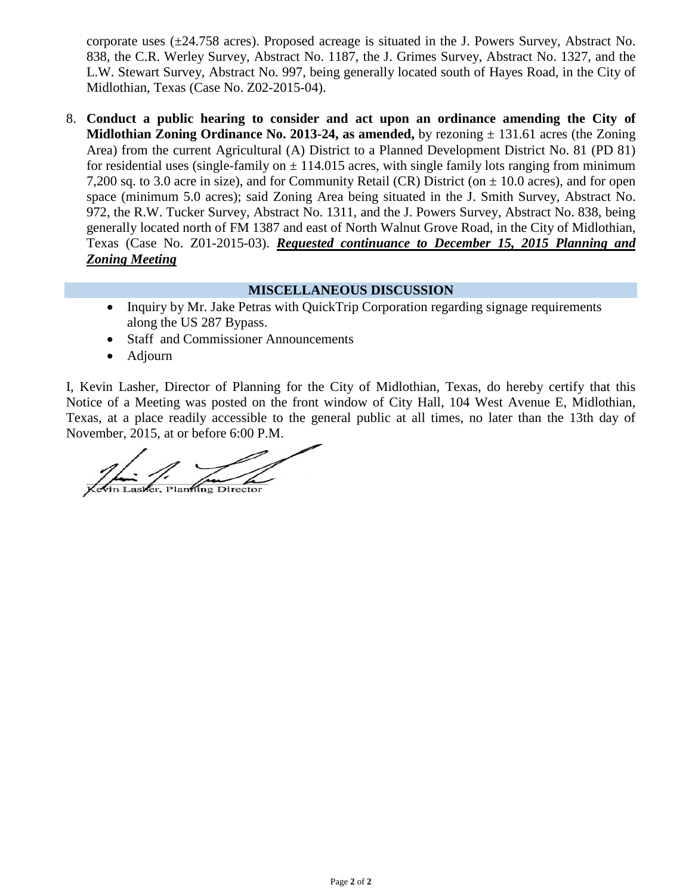corporate uses (±24.758 acres). Proposed acreage is situated in the J. Powers Survey, Abstract No. 838, the C.R. Werley Survey, Abstract No. 1187, the J. Grimes Survey, Abstract No. 1327, and the L.W. Stewart Survey, Abstract No. 997, being generally located south of Hayes Road, in the City of Midlothian, Texas (Case No. Z02-2015-04).

8. **Conduct a public hearing to consider and act upon an ordinance amending the City of Midlothian Zoning Ordinance No. 2013-24, as amended,** by rezoning ± 131.61 acres (the Zoning Area) from the current Agricultural (A) District to a Planned Development District No. 81 (PD 81) for residential uses (single-family on ± 114.015 acres, with single family lots ranging from minimum 7,200 sq. to 3.0 acre in size), and for Community Retail (CR) District (on ± 10.0 acres), and for open space (minimum 5.0 acres); said Zoning Area being situated in the J. Smith Survey, Abstract No. 972, the R.W. Tucker Survey, Abstract No. 1311, and the J. Powers Survey, Abstract No. 838, being generally located north of FM 1387 and east of North Walnut Grove Road, in the City of Midlothian, Texas (Case No. Z01-2015-03). ***Requested continuance to December 15, 2015 Planning and Zoning Meeting***

## MISCELLANEOUS DISCUSSION

- Inquiry by Mr. Jake Petras with QuickTrip Corporation regarding signage requirements along the US 287 Bypass.
- Staff and Commissioner Announcements
- Adjourn

I, Kevin Lasher, Director of Planning for the City of Midlothian, Texas, do hereby certify that this Notice of a Meeting was posted on the front window of City Hall, 104 West Avenue E, Midlothian, Texas, at a place readily accessible to the general public at all times, no later than the 13th day of November, 2015, at or before 6:00 P.M.

Kevin Lasher, Planning Director